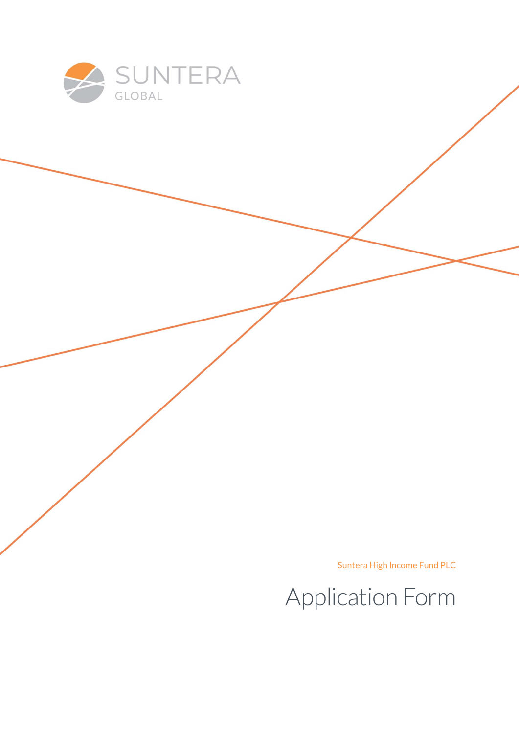SUNTERA
GLOBAL

Suntera High Income Fund PLC

# Application Form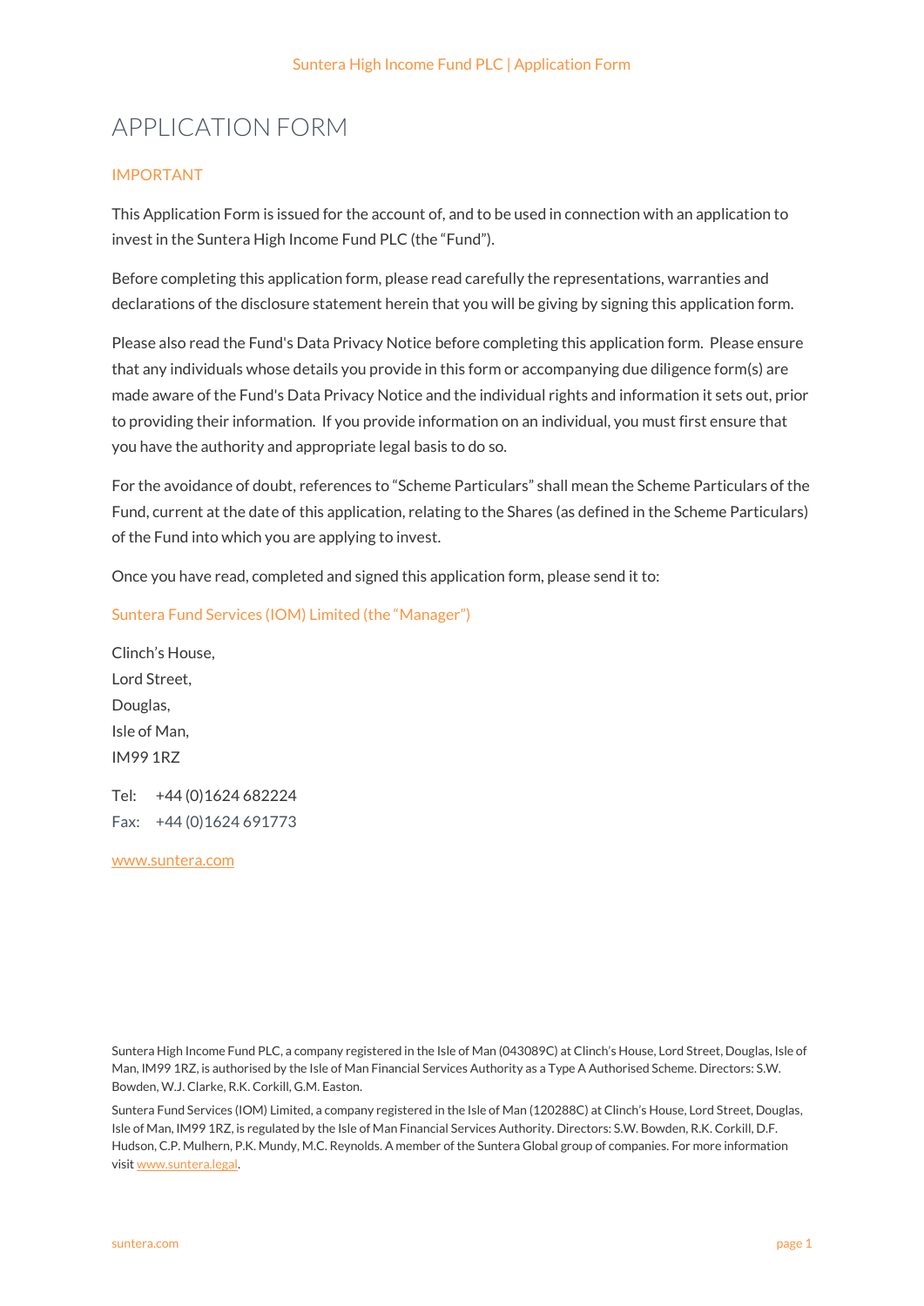# APPLICATION FORM

## IMPORTANT

This Application Form is issued for the account of, and to be used in connection with an application to invest in the Suntera High Income Fund PLC (the "Fund").

Before completing this application form, please read carefully the representations, warranties and declarations of the disclosure statement herein that you will be giving by signing this application form.

Please also read the Fund's Data Privacy Notice before completing this application form. Please ensure that any individuals whose details you provide in this form or accompanying due diligence form(s) are made aware of the Fund's Data Privacy Notice and the individual rights and information it sets out, prior to providing their information. If you provide information on an individual, you must first ensure that you have the authority and appropriate legal basis to do so.

For the avoidance of doubt, references to "Scheme Particulars" shall mean the Scheme Particulars of the Fund, current at the date of this application, relating to the Shares (as defined in the Scheme Particulars) of the Fund into which you are applying to invest.

Once you have read, completed and signed this application form, please send it to:

### Suntera Fund Services (IOM) Limited (the "Manager")

Clinch's House,
Lord Street,
Douglas,
Isle of Man,
IM99 1RZ

Tel: +44 (0)1624 682224
Fax: +44 (0)1624 691773

www.suntera.com

Suntera High Income Fund PLC, a company registered in the Isle of Man (043089C) at Clinch's House, Lord Street, Douglas, Isle of Man, IM99 1RZ, is authorised by the Isle of Man Financial Services Authority as a Type A Authorised Scheme. Directors: S.W. Bowden, W.J. Clarke, R.K. Corkill, G.M. Easton.

Suntera Fund Services (IOM) Limited, a company registered in the Isle of Man (120288C) at Clinch's House, Lord Street, Douglas, Isle of Man, IM99 1RZ, is regulated by the Isle of Man Financial Services Authority. Directors: S.W. Bowden, R.K. Corkill, D.F. Hudson, C.P. Mulhern, P.K. Mundy, M.C. Reynolds. A member of the Suntera Global group of companies. For more information visit www.suntera.legal.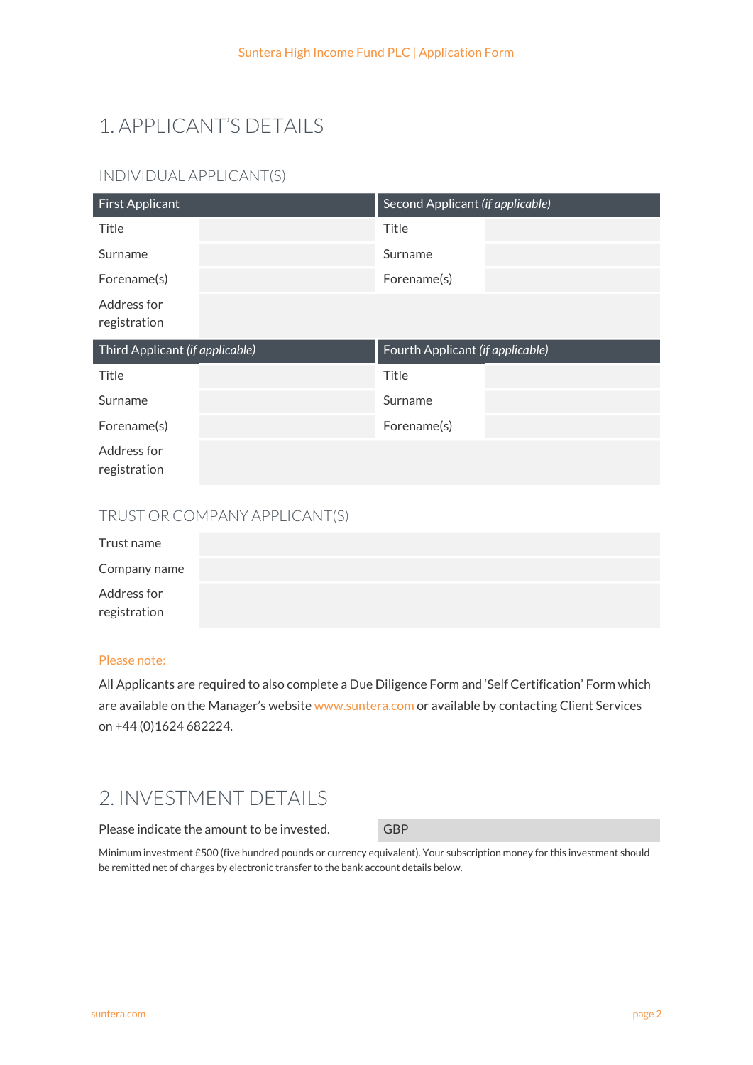# 1. APPLICANT'S DETAILS

## INDIVIDUAL APPLICANT(S)

| First Applicant | | Second Applicant *(if applicable)* | |
|---|---|---|---|
| Title | | Title | |
| Surname | | Surname | |
| Forename(s) | | Forename(s) | |
| Address for registration | | | |

| Third Applicant *(if applicable)* | | Fourth Applicant *(if applicable)* | |
|---|---|---|---|
| Title | | Title | |
| Surname | | Surname | |
| Forename(s) | | Forename(s) | |
| Address for registration | | | |

## TRUST OR COMPANY APPLICANT(S)

| | |
|---|---|
| Trust name | |
| Company name | |
| Address for registration | |

Please note:

All Applicants are required to also complete a Due Diligence Form and 'Self Certification' Form which are available on the Manager's website www.suntera.com or available by contacting Client Services on +44 (0)1624 682224.

# 2. INVESTMENT DETAILS

| | |
|---|---|
| Please indicate the amount to be invested. | GBP |

Minimum investment £500 (five hundred pounds or currency equivalent). Your subscription money for this investment should be remitted net of charges by electronic transfer to the bank account details below.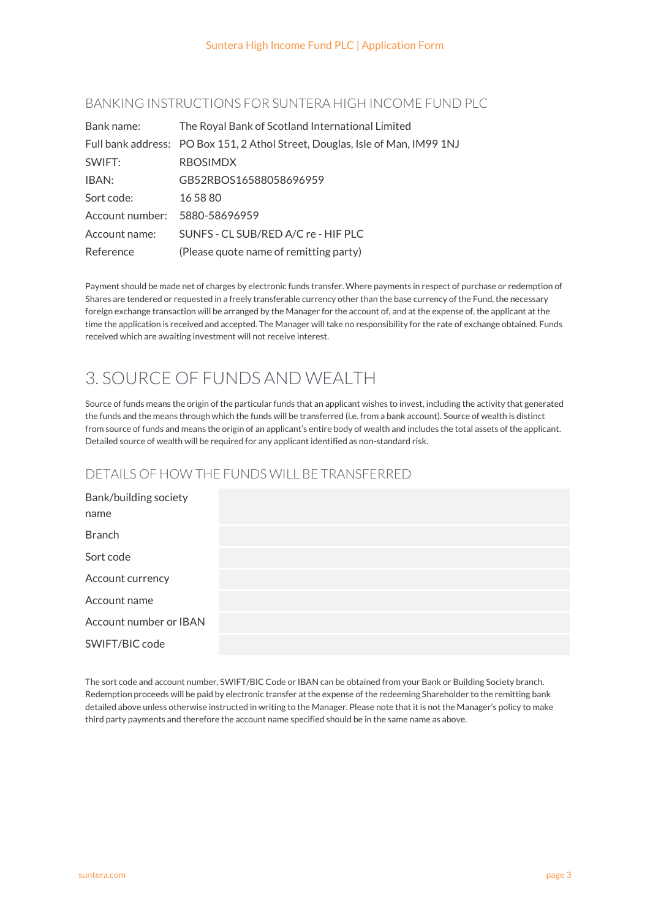## BANKING INSTRUCTIONS FOR SUNTERA HIGH INCOME FUND PLC

| | |
|---|---|
| Bank name: | The Royal Bank of Scotland International Limited |
| Full bank address: | PO Box 151, 2 Athol Street, Douglas, Isle of Man, IM99 1NJ |
| SWIFT: | RBOSIMDX |
| IBAN: | GB52RBOS16588058696959 |
| Sort code: | 16 58 80 |
| Account number: | 5880-58696959 |
| Account name: | SUNFS - CL SUB/RED A/C re - HIF PLC |
| Reference | (Please quote name of remitting party) |

Payment should be made net of charges by electronic funds transfer. Where payments in respect of purchase or redemption of Shares are tendered or requested in a freely transferable currency other than the base currency of the Fund, the necessary foreign exchange transaction will be arranged by the Manager for the account of, and at the expense of, the applicant at the time the application is received and accepted. The Manager will take no responsibility for the rate of exchange obtained. Funds received which are awaiting investment will not receive interest.

# 3. SOURCE OF FUNDS AND WEALTH

Source of funds means the origin of the particular funds that an applicant wishes to invest, including the activity that generated the funds and the means through which the funds will be transferred (i.e. from a bank account). Source of wealth is distinct from source of funds and means the origin of an applicant's entire body of wealth and includes the total assets of the applicant. Detailed source of wealth will be required for any applicant identified as non-standard risk.

## DETAILS OF HOW THE FUNDS WILL BE TRANSFERRED

| | |
|---|---|
| Bank/building society name | |
| Branch | |
| Sort code | |
| Account currency | |
| Account name | |
| Account number or IBAN | |
| SWIFT/BIC code | |

The sort code and account number, SWIFT/BIC Code or IBAN can be obtained from your Bank or Building Society branch. Redemption proceeds will be paid by electronic transfer at the expense of the redeeming Shareholder to the remitting bank detailed above unless otherwise instructed in writing to the Manager. Please note that it is not the Manager's policy to make third party payments and therefore the account name specified should be in the same name as above.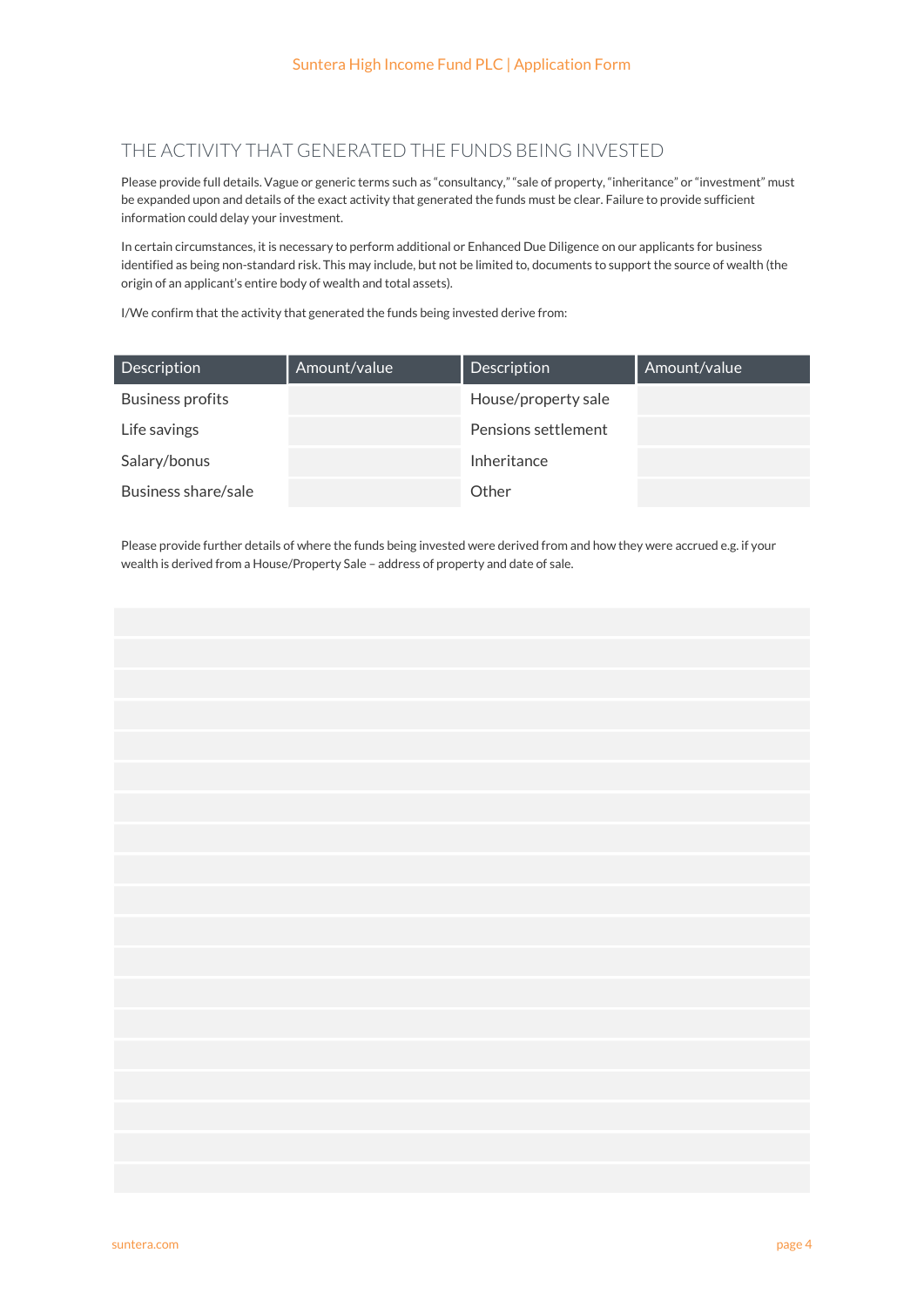## THE ACTIVITY THAT GENERATED THE FUNDS BEING INVESTED

Please provide full details. Vague or generic terms such as "consultancy," "sale of property, "inheritance" or "investment" must be expanded upon and details of the exact activity that generated the funds must be clear. Failure to provide sufficient information could delay your investment.

In certain circumstances, it is necessary to perform additional or Enhanced Due Diligence on our applicants for business identified as being non-standard risk. This may include, but not be limited to, documents to support the source of wealth (the origin of an applicant's entire body of wealth and total assets).

I/We confirm that the activity that generated the funds being invested derive from:

| Description | Amount/value | Description | Amount/value |
|---|---|---|---|
| Business profits | | House/property sale | |
| Life savings | | Pensions settlement | |
| Salary/bonus | | Inheritance | |
| Business share/sale | | Other | |

Please provide further details of where the funds being invested were derived from and how they were accrued e.g. if your wealth is derived from a House/Property Sale – address of property and date of sale.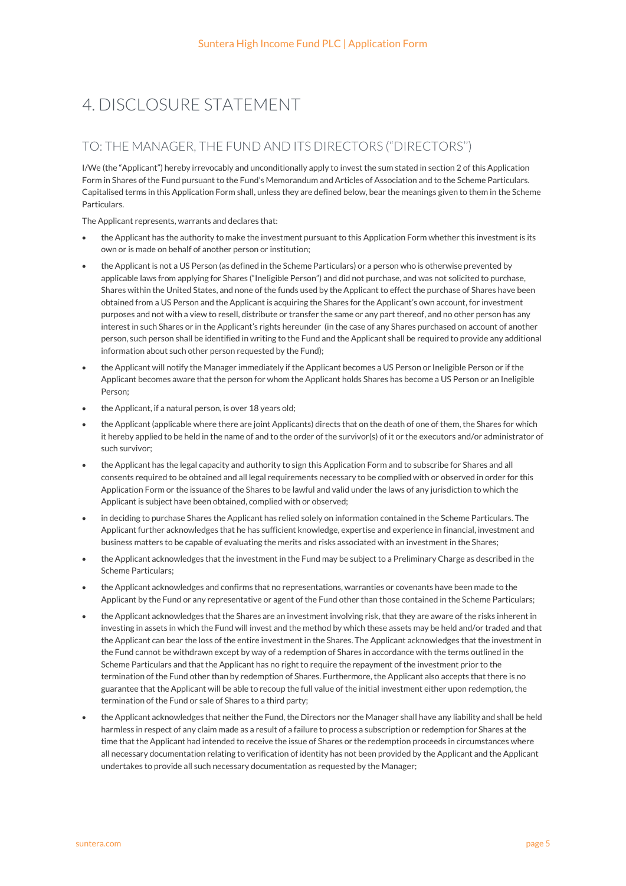# 4. DISCLOSURE STATEMENT

## TO: THE MANAGER, THE FUND AND ITS DIRECTORS ("DIRECTORS")

I/We (the "Applicant") hereby irrevocably and unconditionally apply to invest the sum stated in section 2 of this Application Form in Shares of the Fund pursuant to the Fund's Memorandum and Articles of Association and to the Scheme Particulars. Capitalised terms in this Application Form shall, unless they are defined below, bear the meanings given to them in the Scheme Particulars.

The Applicant represents, warrants and declares that:

- the Applicant has the authority to make the investment pursuant to this Application Form whether this investment is its own or is made on behalf of another person or institution;
- the Applicant is not a US Person (as defined in the Scheme Particulars) or a person who is otherwise prevented by applicable laws from applying for Shares ("Ineligible Person") and did not purchase, and was not solicited to purchase, Shares within the United States, and none of the funds used by the Applicant to effect the purchase of Shares have been obtained from a US Person and the Applicant is acquiring the Shares for the Applicant's own account, for investment purposes and not with a view to resell, distribute or transfer the same or any part thereof, and no other person has any interest in such Shares or in the Applicant's rights hereunder (in the case of any Shares purchased on account of another person, such person shall be identified in writing to the Fund and the Applicant shall be required to provide any additional information about such other person requested by the Fund);
- the Applicant will notify the Manager immediately if the Applicant becomes a US Person or Ineligible Person or if the Applicant becomes aware that the person for whom the Applicant holds Shares has become a US Person or an Ineligible Person;
- the Applicant, if a natural person, is over 18 years old;
- the Applicant (applicable where there are joint Applicants) directs that on the death of one of them, the Shares for which it hereby applied to be held in the name of and to the order of the survivor(s) of it or the executors and/or administrator of such survivor;
- the Applicant has the legal capacity and authority to sign this Application Form and to subscribe for Shares and all consents required to be obtained and all legal requirements necessary to be complied with or observed in order for this Application Form or the issuance of the Shares to be lawful and valid under the laws of any jurisdiction to which the Applicant is subject have been obtained, complied with or observed;
- in deciding to purchase Shares the Applicant has relied solely on information contained in the Scheme Particulars. The Applicant further acknowledges that he has sufficient knowledge, expertise and experience in financial, investment and business matters to be capable of evaluating the merits and risks associated with an investment in the Shares;
- the Applicant acknowledges that the investment in the Fund may be subject to a Preliminary Charge as described in the Scheme Particulars;
- the Applicant acknowledges and confirms that no representations, warranties or covenants have been made to the Applicant by the Fund or any representative or agent of the Fund other than those contained in the Scheme Particulars;
- the Applicant acknowledges that the Shares are an investment involving risk, that they are aware of the risks inherent in investing in assets in which the Fund will invest and the method by which these assets may be held and/or traded and that the Applicant can bear the loss of the entire investment in the Shares. The Applicant acknowledges that the investment in the Fund cannot be withdrawn except by way of a redemption of Shares in accordance with the terms outlined in the Scheme Particulars and that the Applicant has no right to require the repayment of the investment prior to the termination of the Fund other than by redemption of Shares. Furthermore, the Applicant also accepts that there is no guarantee that the Applicant will be able to recoup the full value of the initial investment either upon redemption, the termination of the Fund or sale of Shares to a third party;
- the Applicant acknowledges that neither the Fund, the Directors nor the Manager shall have any liability and shall be held harmless in respect of any claim made as a result of a failure to process a subscription or redemption for Shares at the time that the Applicant had intended to receive the issue of Shares or the redemption proceeds in circumstances where all necessary documentation relating to verification of identity has not been provided by the Applicant and the Applicant undertakes to provide all such necessary documentation as requested by the Manager;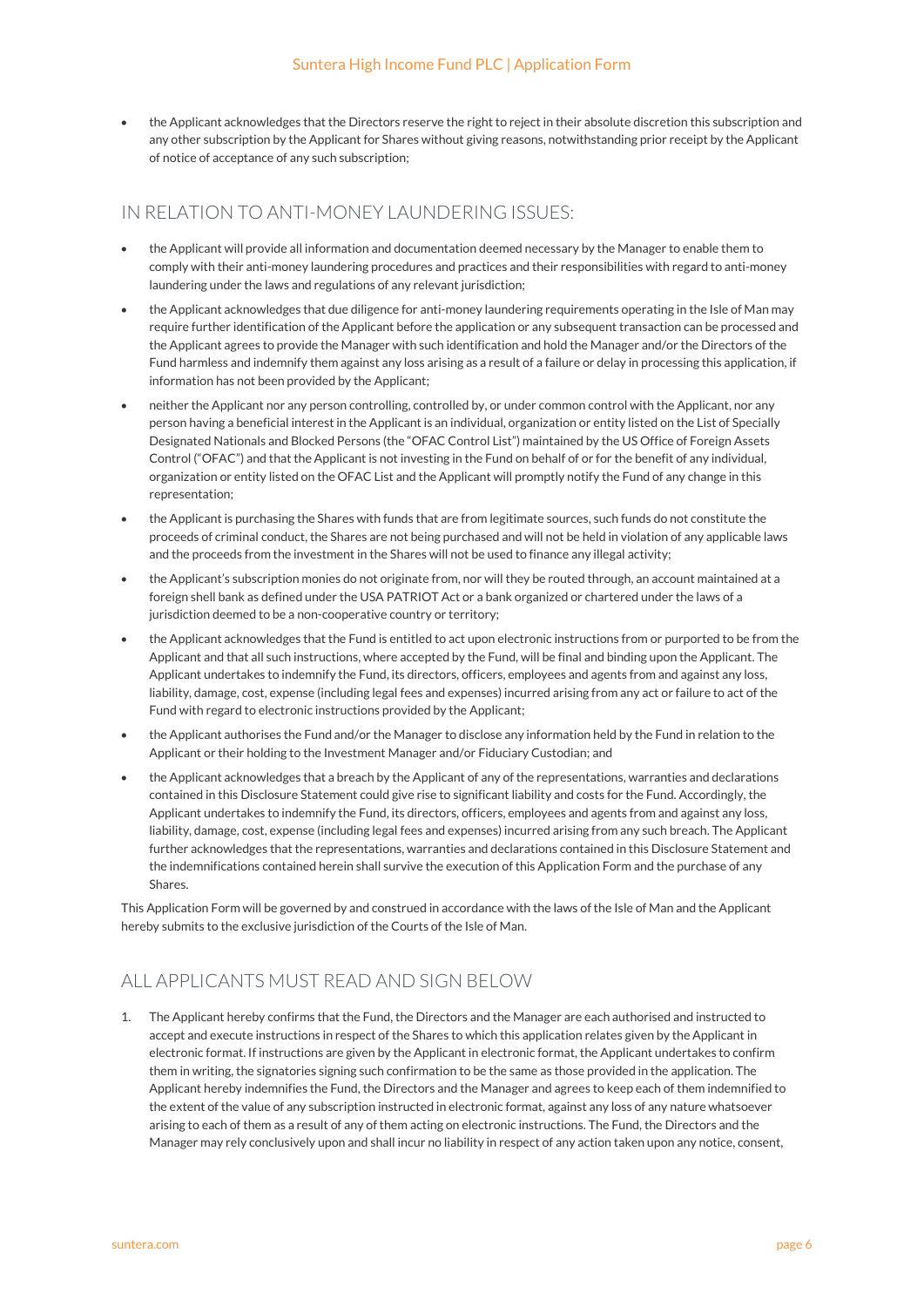- the Applicant acknowledges that the Directors reserve the right to reject in their absolute discretion this subscription and any other subscription by the Applicant for Shares without giving reasons, notwithstanding prior receipt by the Applicant of notice of acceptance of any such subscription;

## IN RELATION TO ANTI-MONEY LAUNDERING ISSUES:

- the Applicant will provide all information and documentation deemed necessary by the Manager to enable them to comply with their anti-money laundering procedures and practices and their responsibilities with regard to anti-money laundering under the laws and regulations of any relevant jurisdiction;
- the Applicant acknowledges that due diligence for anti-money laundering requirements operating in the Isle of Man may require further identification of the Applicant before the application or any subsequent transaction can be processed and the Applicant agrees to provide the Manager with such identification and hold the Manager and/or the Directors of the Fund harmless and indemnify them against any loss arising as a result of a failure or delay in processing this application, if information has not been provided by the Applicant;
- neither the Applicant nor any person controlling, controlled by, or under common control with the Applicant, nor any person having a beneficial interest in the Applicant is an individual, organization or entity listed on the List of Specially Designated Nationals and Blocked Persons (the "OFAC Control List") maintained by the US Office of Foreign Assets Control ("OFAC") and that the Applicant is not investing in the Fund on behalf of or for the benefit of any individual, organization or entity listed on the OFAC List and the Applicant will promptly notify the Fund of any change in this representation;
- the Applicant is purchasing the Shares with funds that are from legitimate sources, such funds do not constitute the proceeds of criminal conduct, the Shares are not being purchased and will not be held in violation of any applicable laws and the proceeds from the investment in the Shares will not be used to finance any illegal activity;
- the Applicant's subscription monies do not originate from, nor will they be routed through, an account maintained at a foreign shell bank as defined under the USA PATRIOT Act or a bank organized or chartered under the laws of a jurisdiction deemed to be a non-cooperative country or territory;
- the Applicant acknowledges that the Fund is entitled to act upon electronic instructions from or purported to be from the Applicant and that all such instructions, where accepted by the Fund, will be final and binding upon the Applicant. The Applicant undertakes to indemnify the Fund, its directors, officers, employees and agents from and against any loss, liability, damage, cost, expense (including legal fees and expenses) incurred arising from any act or failure to act of the Fund with regard to electronic instructions provided by the Applicant;
- the Applicant authorises the Fund and/or the Manager to disclose any information held by the Fund in relation to the Applicant or their holding to the Investment Manager and/or Fiduciary Custodian; and
- the Applicant acknowledges that a breach by the Applicant of any of the representations, warranties and declarations contained in this Disclosure Statement could give rise to significant liability and costs for the Fund. Accordingly, the Applicant undertakes to indemnify the Fund, its directors, officers, employees and agents from and against any loss, liability, damage, cost, expense (including legal fees and expenses) incurred arising from any such breach. The Applicant further acknowledges that the representations, warranties and declarations contained in this Disclosure Statement and the indemnifications contained herein shall survive the execution of this Application Form and the purchase of any Shares.

This Application Form will be governed by and construed in accordance with the laws of the Isle of Man and the Applicant hereby submits to the exclusive jurisdiction of the Courts of the Isle of Man.

## ALL APPLICANTS MUST READ AND SIGN BELOW

1. The Applicant hereby confirms that the Fund, the Directors and the Manager are each authorised and instructed to accept and execute instructions in respect of the Shares to which this application relates given by the Applicant in electronic format. If instructions are given by the Applicant in electronic format, the Applicant undertakes to confirm them in writing, the signatories signing such confirmation to be the same as those provided in the application. The Applicant hereby indemnifies the Fund, the Directors and the Manager and agrees to keep each of them indemnified to the extent of the value of any subscription instructed in electronic format, against any loss of any nature whatsoever arising to each of them as a result of any of them acting on electronic instructions. The Fund, the Directors and the Manager may rely conclusively upon and shall incur no liability in respect of any action taken upon any notice, consent,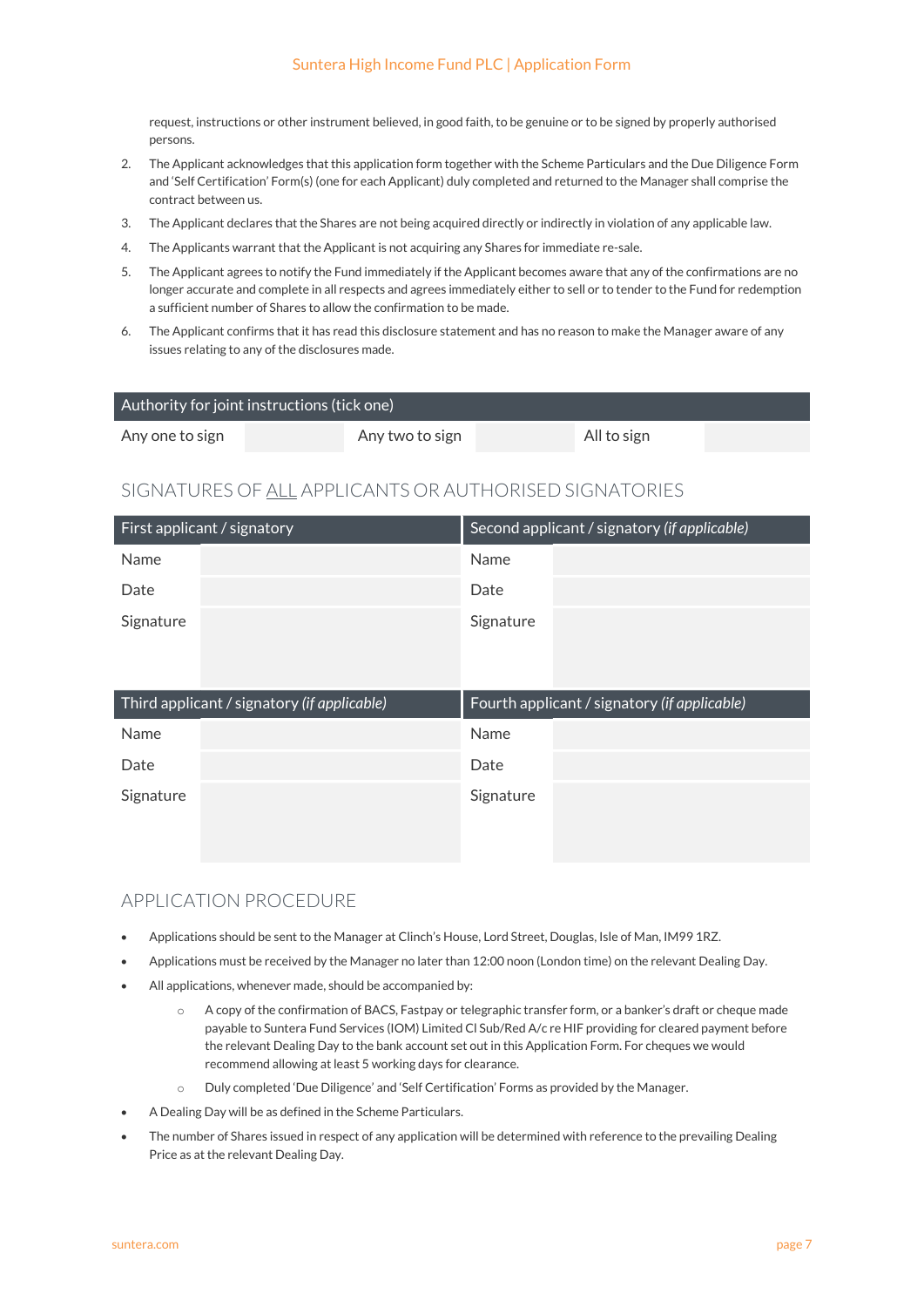request, instructions or other instrument believed, in good faith, to be genuine or to be signed by properly authorised persons.

2. The Applicant acknowledges that this application form together with the Scheme Particulars and the Due Diligence Form and 'Self Certification' Form(s) (one for each Applicant) duly completed and returned to the Manager shall comprise the contract between us.
3. The Applicant declares that the Shares are not being acquired directly or indirectly in violation of any applicable law.
4. The Applicants warrant that the Applicant is not acquiring any Shares for immediate re-sale.
5. The Applicant agrees to notify the Fund immediately if the Applicant becomes aware that any of the confirmations are no longer accurate and complete in all respects and agrees immediately either to sell or to tender to the Fund for redemption a sufficient number of Shares to allow the confirmation to be made.
6. The Applicant confirms that it has read this disclosure statement and has no reason to make the Manager aware of any issues relating to any of the disclosures made.

| Authority for joint instructions (tick one) | | | | | |
|---|---|---|---|---|---|
| Any one to sign | | Any two to sign | | All to sign | |

## SIGNATURES OF ALL APPLICANTS OR AUTHORISED SIGNATORIES

| First applicant / signatory | | Second applicant / signatory *(if applicable)* | |
|---|---|---|---|
| Name | | Name | |
| Date | | Date | |
| Signature | | Signature | |

| Third applicant / signatory *(if applicable)* | | Fourth applicant / signatory *(if applicable)* | |
|---|---|---|---|
| Name | | Name | |
| Date | | Date | |
| Signature | | Signature | |

## APPLICATION PROCEDURE

- Applications should be sent to the Manager at Clinch's House, Lord Street, Douglas, Isle of Man, IM99 1RZ.
- Applications must be received by the Manager no later than 12:00 noon (London time) on the relevant Dealing Day.
- All applications, whenever made, should be accompanied by:
  - A copy of the confirmation of BACS, Fastpay or telegraphic transfer form, or a banker's draft or cheque made payable to Suntera Fund Services (IOM) Limited Cl Sub/Red A/c re HIF providing for cleared payment before the relevant Dealing Day to the bank account set out in this Application Form. For cheques we would recommend allowing at least 5 working days for clearance.
  - Duly completed 'Due Diligence' and 'Self Certification' Forms as provided by the Manager.
- A Dealing Day will be as defined in the Scheme Particulars.
- The number of Shares issued in respect of any application will be determined with reference to the prevailing Dealing Price as at the relevant Dealing Day.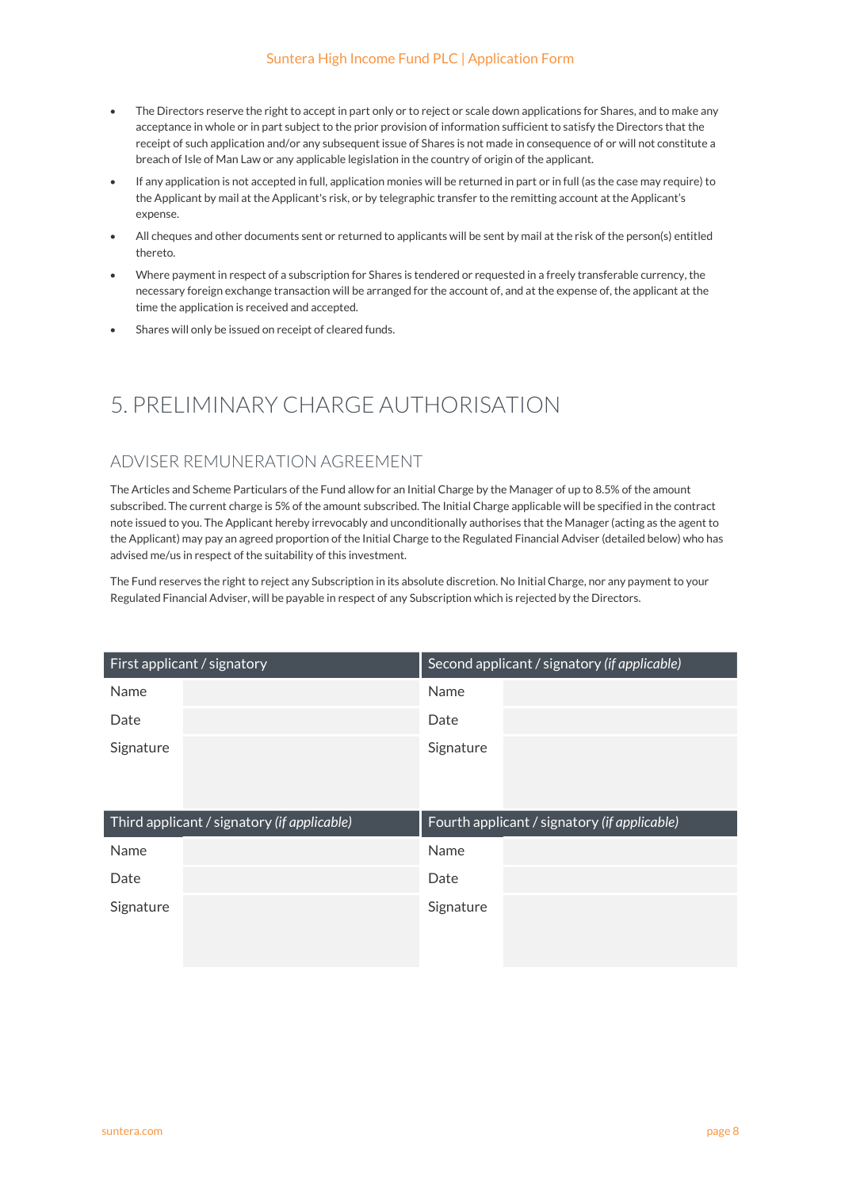- The Directors reserve the right to accept in part only or to reject or scale down applications for Shares, and to make any acceptance in whole or in part subject to the prior provision of information sufficient to satisfy the Directors that the receipt of such application and/or any subsequent issue of Shares is not made in consequence of or will not constitute a breach of Isle of Man Law or any applicable legislation in the country of origin of the applicant.
- If any application is not accepted in full, application monies will be returned in part or in full (as the case may require) to the Applicant by mail at the Applicant's risk, or by telegraphic transfer to the remitting account at the Applicant's expense.
- All cheques and other documents sent or returned to applicants will be sent by mail at the risk of the person(s) entitled thereto.
- Where payment in respect of a subscription for Shares is tendered or requested in a freely transferable currency, the necessary foreign exchange transaction will be arranged for the account of, and at the expense of, the applicant at the time the application is received and accepted.
- Shares will only be issued on receipt of cleared funds.

# 5. PRELIMINARY CHARGE AUTHORISATION

## ADVISER REMUNERATION AGREEMENT

The Articles and Scheme Particulars of the Fund allow for an Initial Charge by the Manager of up to 8.5% of the amount subscribed. The current charge is 5% of the amount subscribed. The Initial Charge applicable will be specified in the contract note issued to you. The Applicant hereby irrevocably and unconditionally authorises that the Manager (acting as the agent to the Applicant) may pay an agreed proportion of the Initial Charge to the Regulated Financial Adviser (detailed below) who has advised me/us in respect of the suitability of this investment.

The Fund reserves the right to reject any Subscription in its absolute discretion. No Initial Charge, nor any payment to your Regulated Financial Adviser, will be payable in respect of any Subscription which is rejected by the Directors.

| First applicant / signatory | | Second applicant / signatory *(if applicable)* | |
|---|---|---|---|
| Name | | Name | |
| Date | | Date | |
| Signature | | Signature | |

| Third applicant / signatory *(if applicable)* | | Fourth applicant / signatory *(if applicable)* | |
|---|---|---|---|
| Name | | Name | |
| Date | | Date | |
| Signature | | Signature | |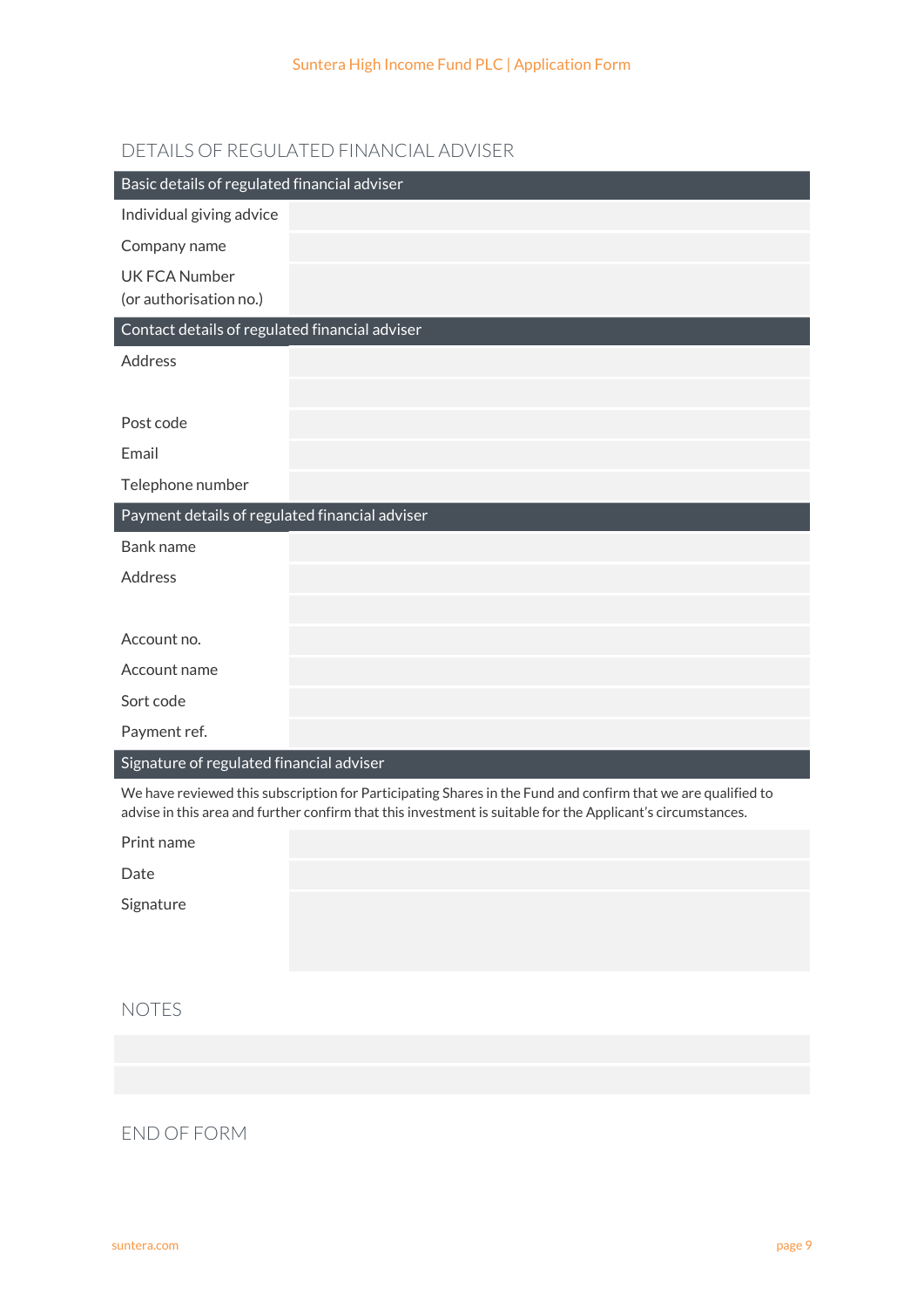## DETAILS OF REGULATED FINANCIAL ADVISER

| Basic details of regulated financial adviser | |
|---|---|
| Individual giving advice | |
| Company name | |
| UK FCA Number (or authorisation no.) | |

| Contact details of regulated financial adviser | |
|---|---|
| Address | |
| | |
| Post code | |
| Email | |
| Telephone number | |

| Payment details of regulated financial adviser | |
|---|---|
| Bank name | |
| Address | |
| | |
| Account no. | |
| Account name | |
| Sort code | |
| Payment ref. | |

| Signature of regulated financial adviser | |
|---|---|

We have reviewed this subscription for Participating Shares in the Fund and confirm that we are qualified to advise in this area and further confirm that this investment is suitable for the Applicant's circumstances.

| | |
|---|---|
| Print name | |
| Date | |
| Signature | |

## NOTES

## END OF FORM